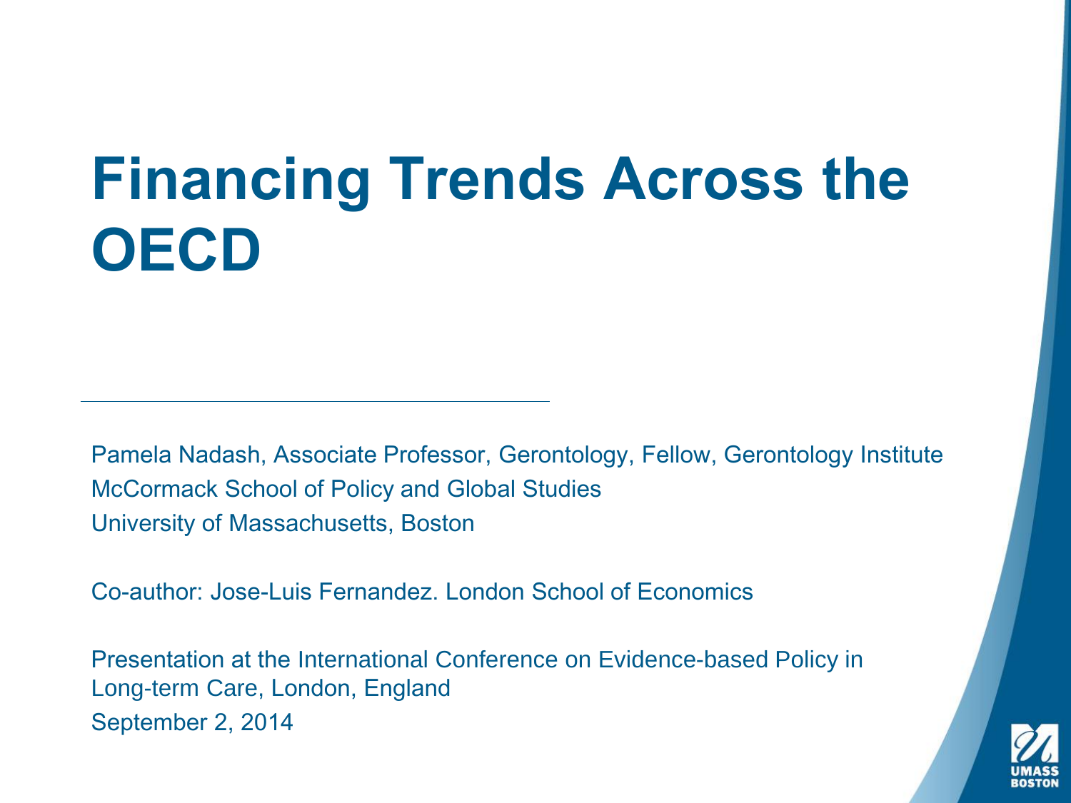# Financing Trends Across the OECD

---

Pamela Nadash, Associate Professor, Gerontology, Fellow, Gerontology Institute
McCormack School of Policy and Global Studies
University of Massachusetts, Boston

Co-author: Jose-Luis Fernandez. London School of Economics

Presentation at the International Conference on Evidence-based Policy in Long-term Care, London, England
September 2, 2014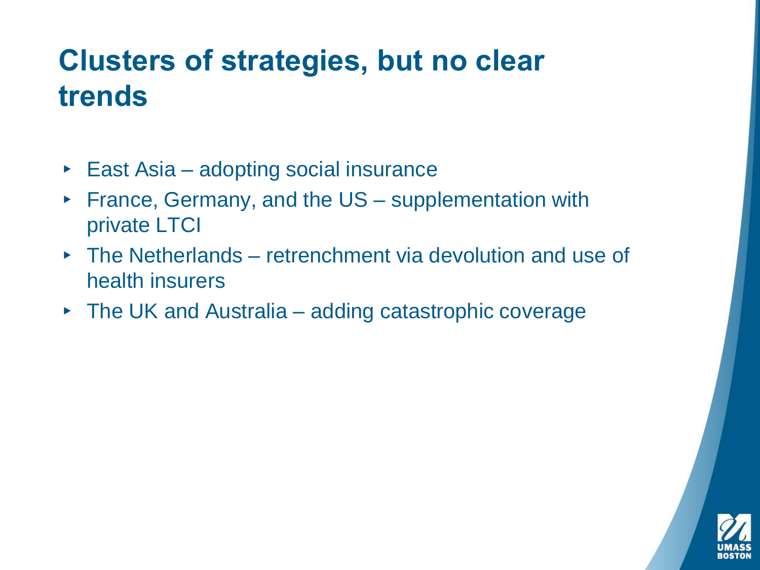# Clusters of strategies, but no clear trends

- East Asia – adopting social insurance
- France, Germany, and the US – supplementation with private LTCI
- The Netherlands – retrenchment via devolution and use of health insurers
- The UK and Australia – adding catastrophic coverage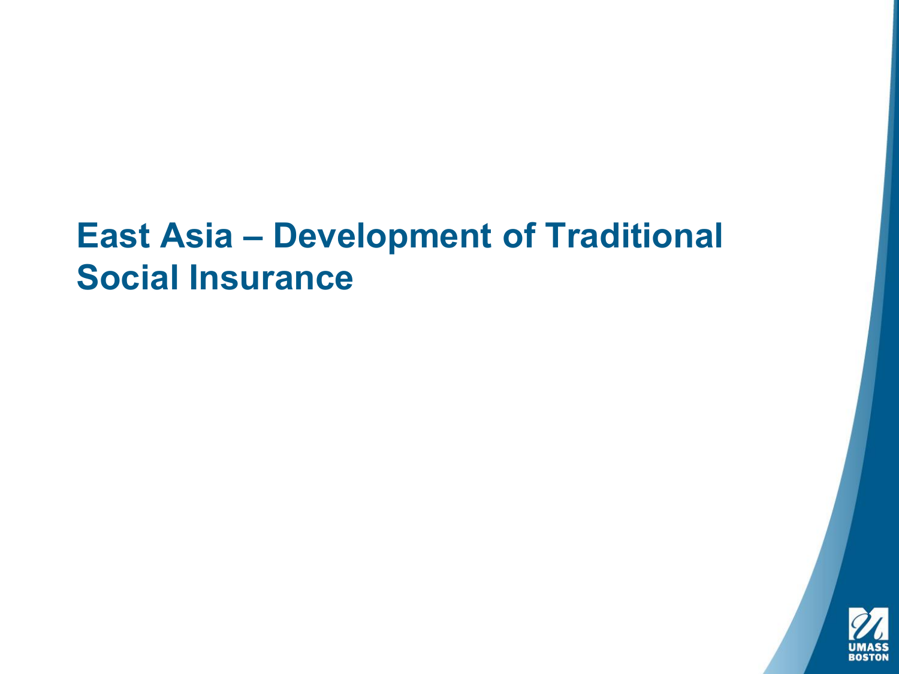# East Asia – Development of Traditional Social Insurance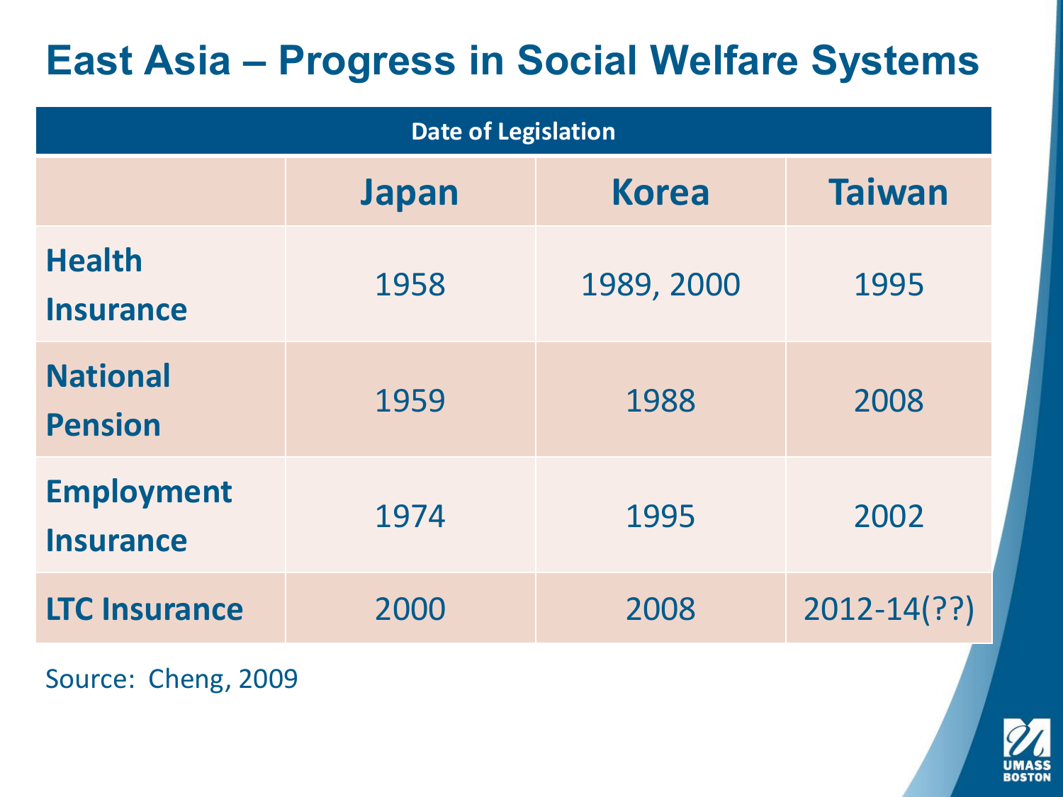# East Asia – Progress in Social Welfare Systems

| Date of Legislation | | | |
|---|---|---|---|
| | **Japan** | **Korea** | **Taiwan** |
| **Health Insurance** | 1958 | 1989, 2000 | 1995 |
| **National Pension** | 1959 | 1988 | 2008 |
| **Employment Insurance** | 1974 | 1995 | 2002 |
| **LTC Insurance** | 2000 | 2008 | 2012-14(??) |

Source: Cheng, 2009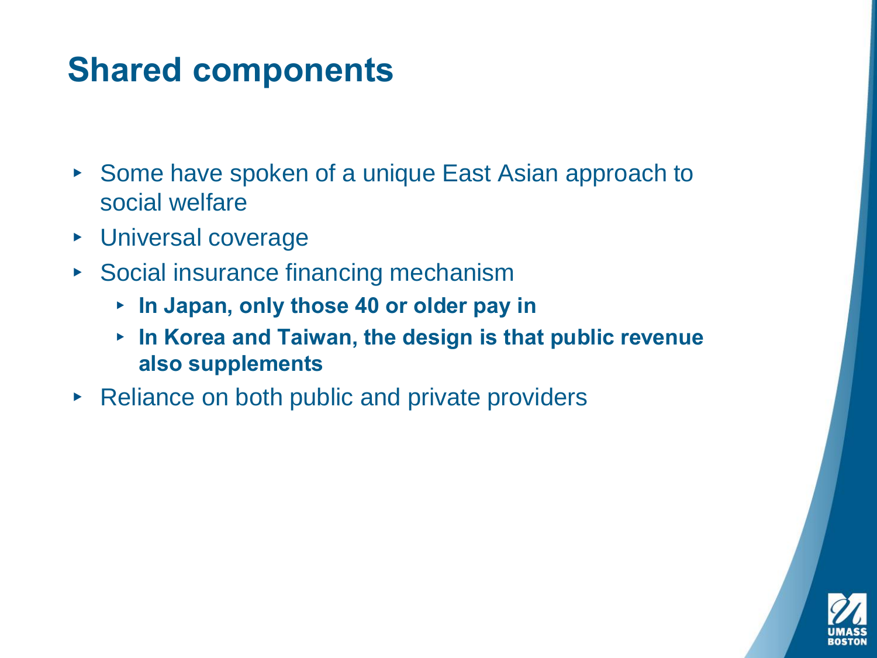# Shared components

- Some have spoken of a unique East Asian approach to social welfare
- Universal coverage
- Social insurance financing mechanism
  - **In Japan, only those 40 or older pay in**
  - **In Korea and Taiwan, the design is that public revenue also supplements**
- Reliance on both public and private providers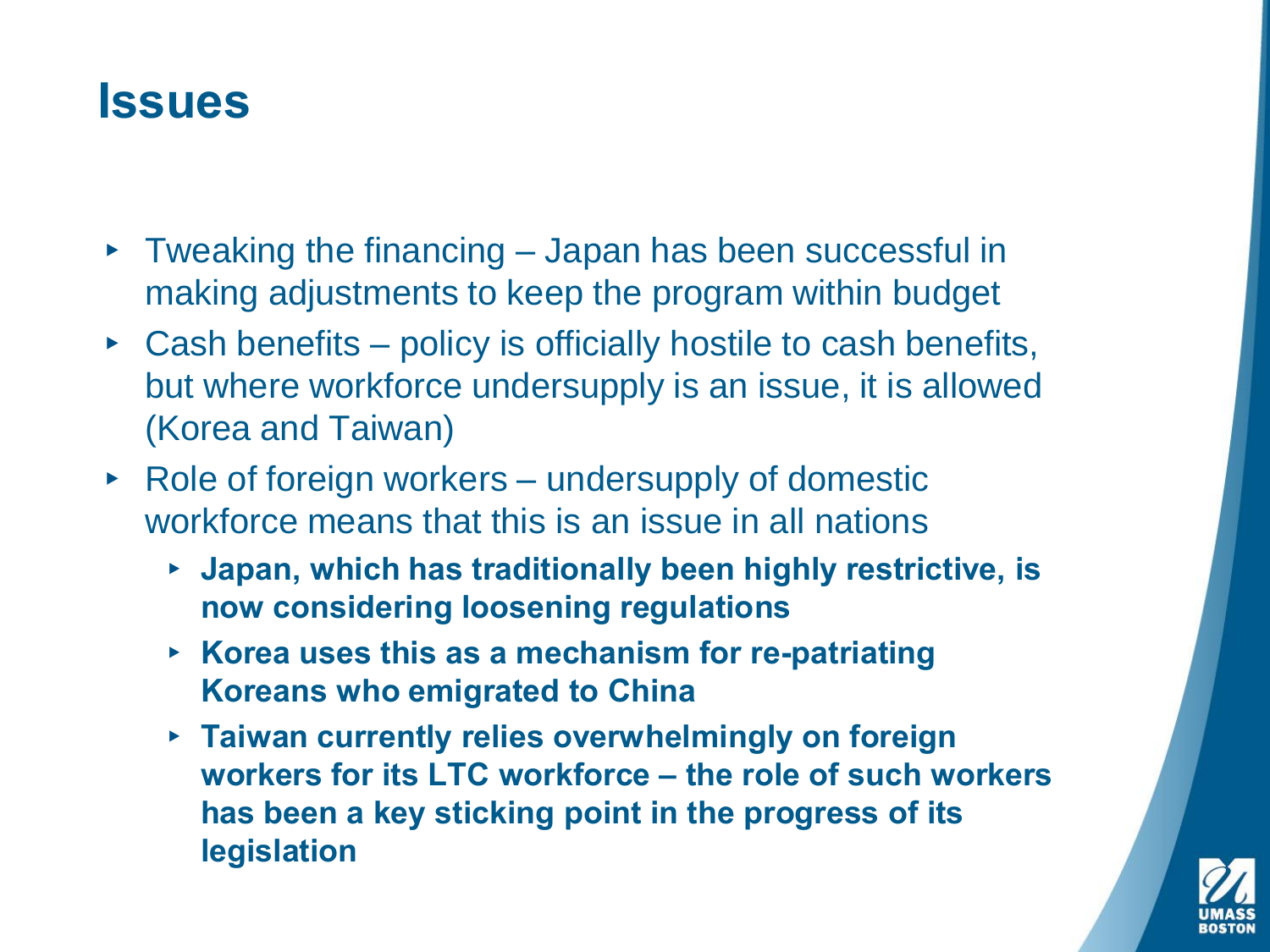# Issues

- Tweaking the financing – Japan has been successful in making adjustments to keep the program within budget
- Cash benefits – policy is officially hostile to cash benefits, but where workforce undersupply is an issue, it is allowed (Korea and Taiwan)
- Role of foreign workers – undersupply of domestic workforce means that this is an issue in all nations
  - **Japan, which has traditionally been highly restrictive, is now considering loosening regulations**
  - **Korea uses this as a mechanism for re-patriating Koreans who emigrated to China**
  - **Taiwan currently relies overwhelmingly on foreign workers for its LTC workforce – the role of such workers has been a key sticking point in the progress of its legislation**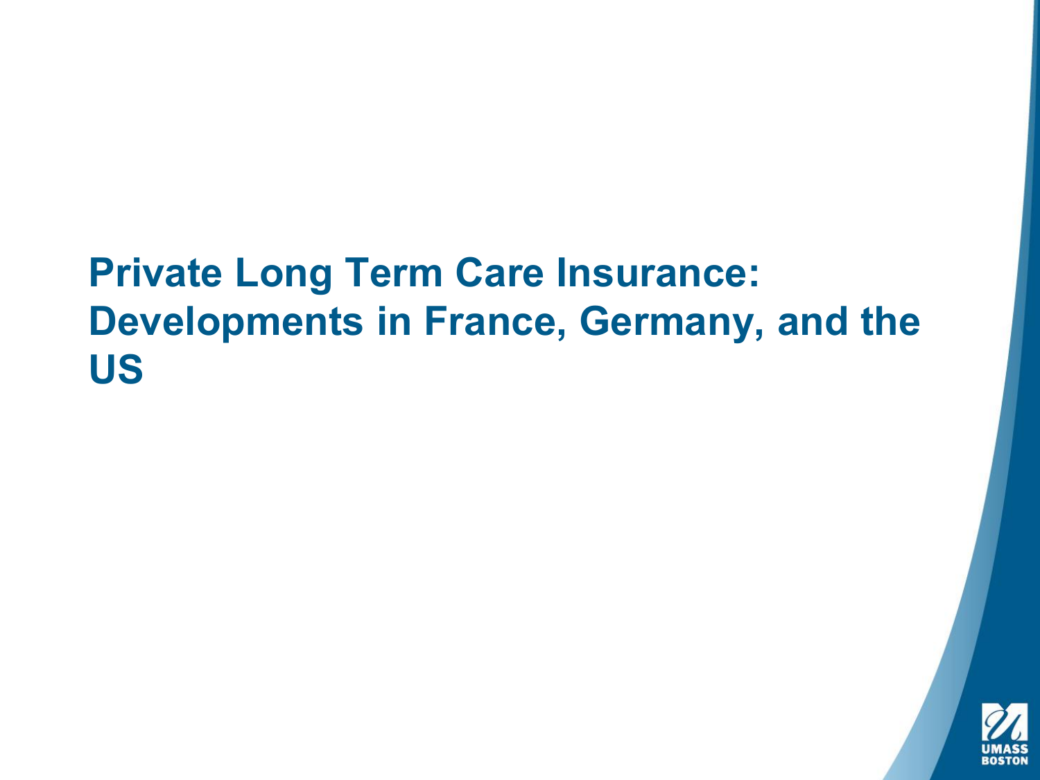# Private Long Term Care Insurance: Developments in France, Germany, and the US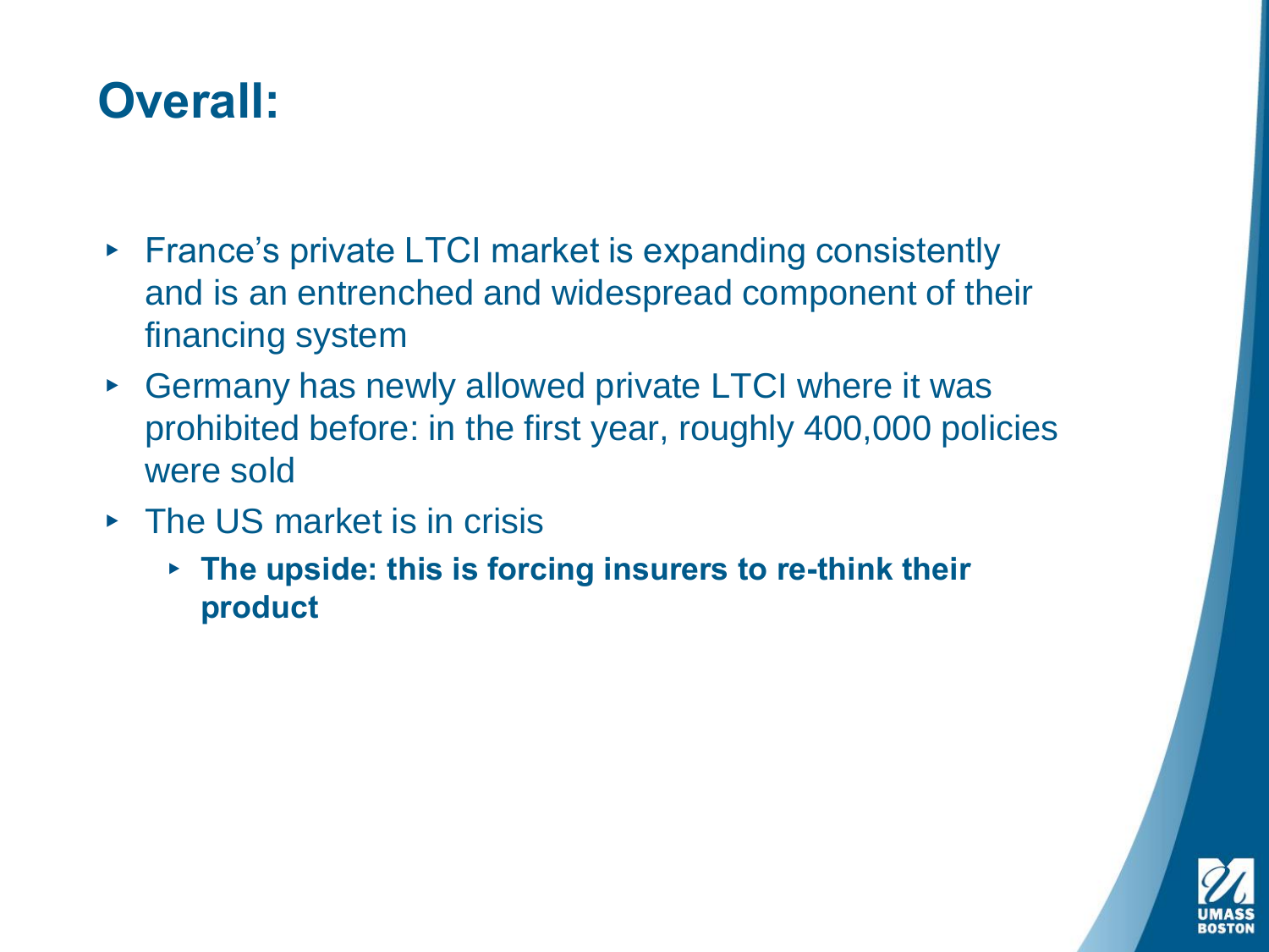# Overall:

- France's private LTCI market is expanding consistently and is an entrenched and widespread component of their financing system
- Germany has newly allowed private LTCI where it was prohibited before: in the first year, roughly 400,000 policies were sold
- The US market is in crisis
  - **The upside: this is forcing insurers to re-think their product**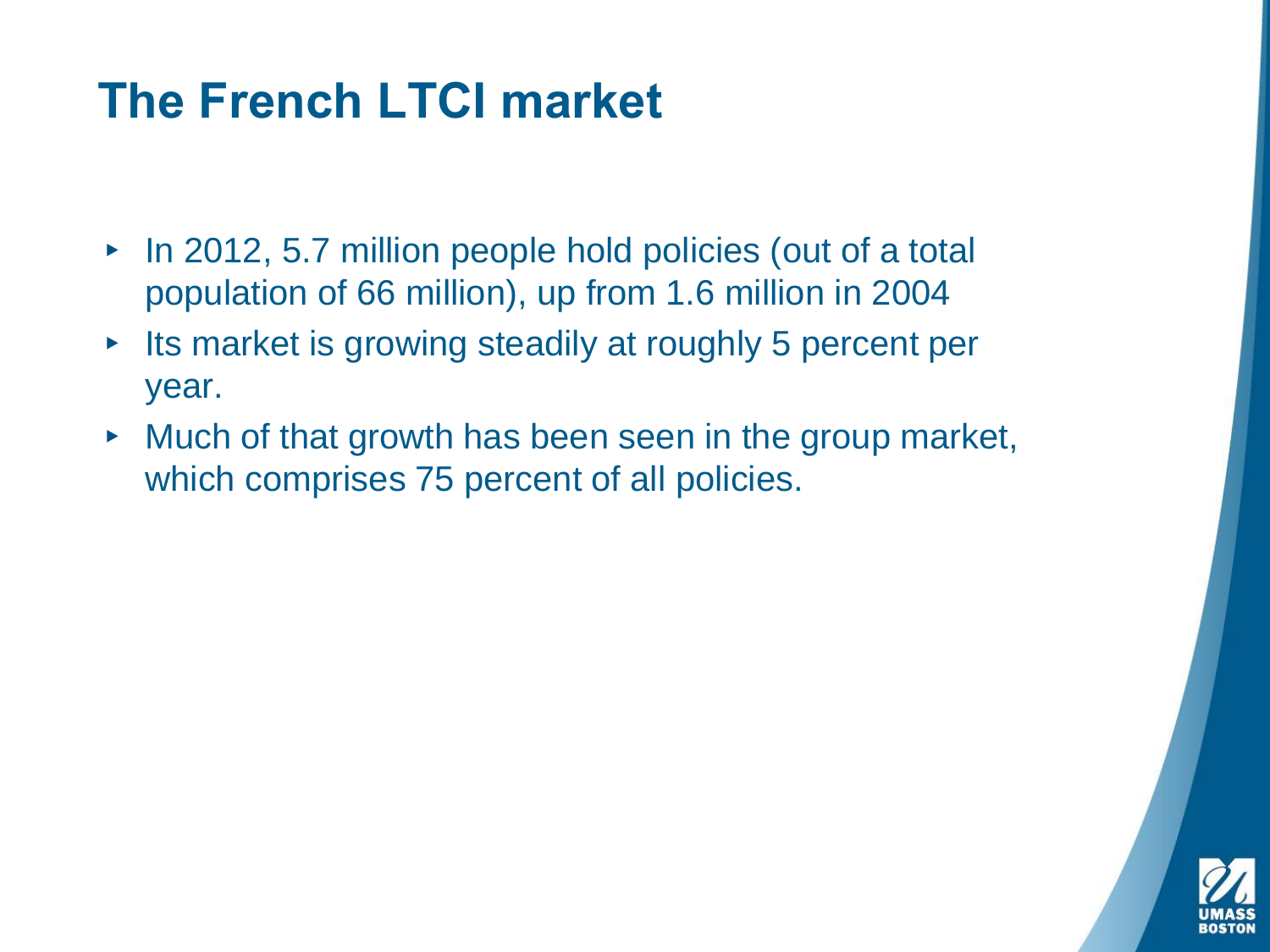# The French LTCI market

- In 2012, 5.7 million people hold policies (out of a total population of 66 million), up from 1.6 million in 2004
- Its market is growing steadily at roughly 5 percent per year.
- Much of that growth has been seen in the group market, which comprises 75 percent of all policies.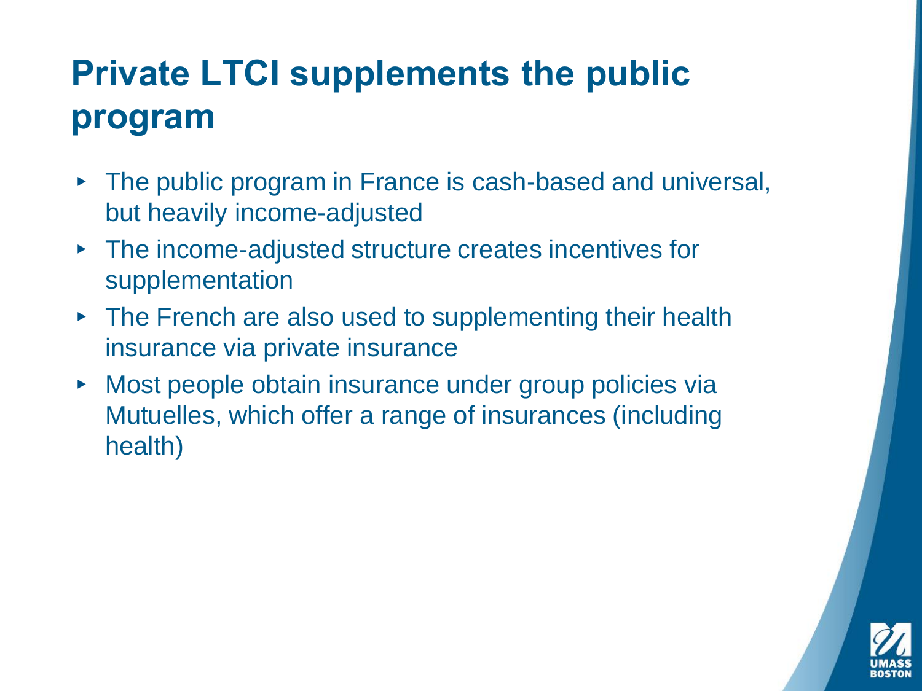# Private LTCI supplements the public program

- The public program in France is cash-based and universal, but heavily income-adjusted
- The income-adjusted structure creates incentives for supplementation
- The French are also used to supplementing their health insurance via private insurance
- Most people obtain insurance under group policies via Mutuelles, which offer a range of insurances (including health)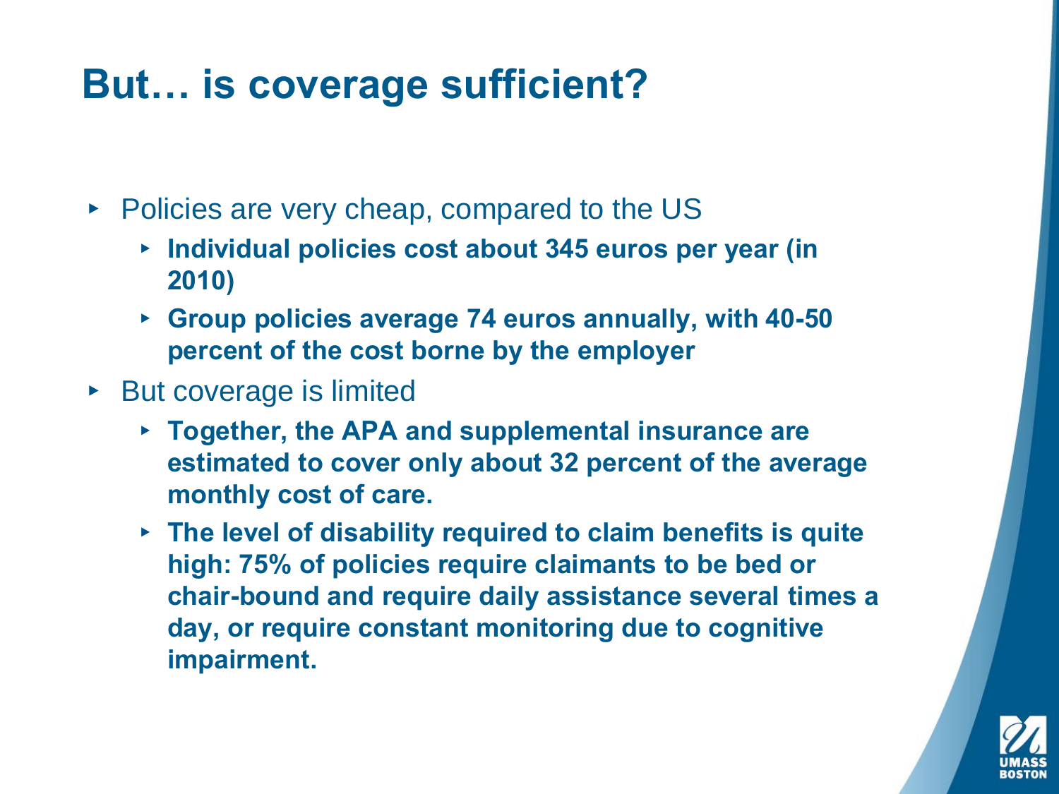# But… is coverage sufficient?

- Policies are very cheap, compared to the US
  - **Individual policies cost about 345 euros per year (in 2010)**
  - **Group policies average 74 euros annually, with 40-50 percent of the cost borne by the employer**
- But coverage is limited
  - **Together, the APA and supplemental insurance are estimated to cover only about 32 percent of the average monthly cost of care.**
  - **The level of disability required to claim benefits is quite high: 75% of policies require claimants to be bed or chair-bound and require daily assistance several times a day, or require constant monitoring due to cognitive impairment.**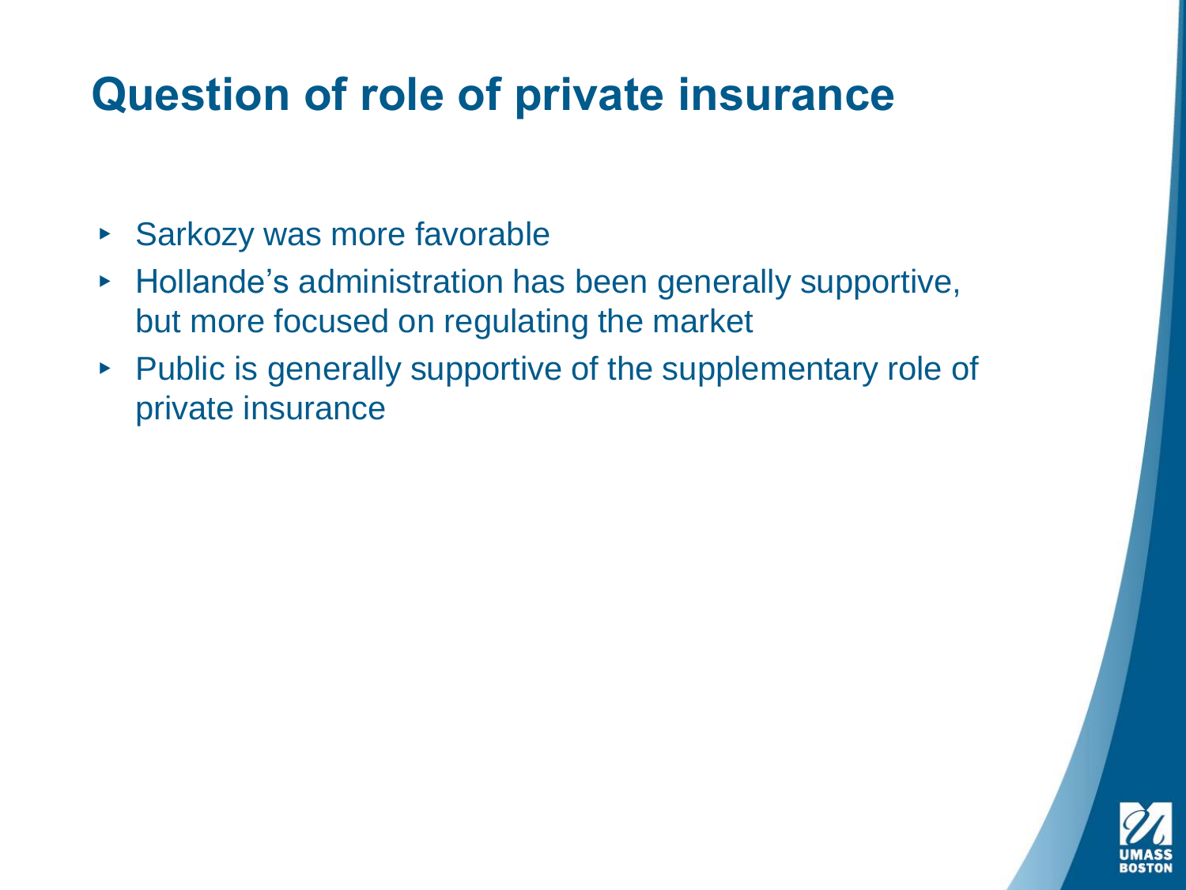# Question of role of private insurance

- Sarkozy was more favorable
- Hollande’s administration has been generally supportive, but more focused on regulating the market
- Public is generally supportive of the supplementary role of private insurance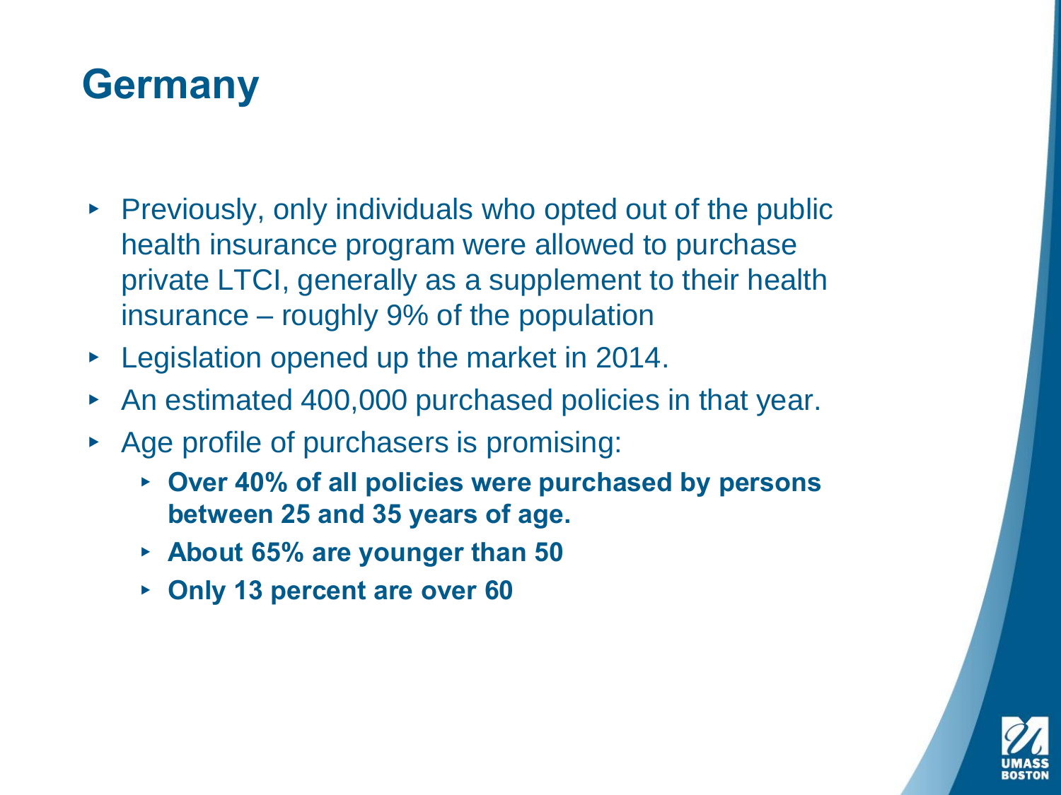# Germany

- Previously, only individuals who opted out of the public health insurance program were allowed to purchase private LTCI, generally as a supplement to their health insurance – roughly 9% of the population
- Legislation opened up the market in 2014.
- An estimated 400,000 purchased policies in that year.
- Age profile of purchasers is promising:
  - **Over 40% of all policies were purchased by persons between 25 and 35 years of age.**
  - **About 65% are younger than 50**
  - **Only 13 percent are over 60**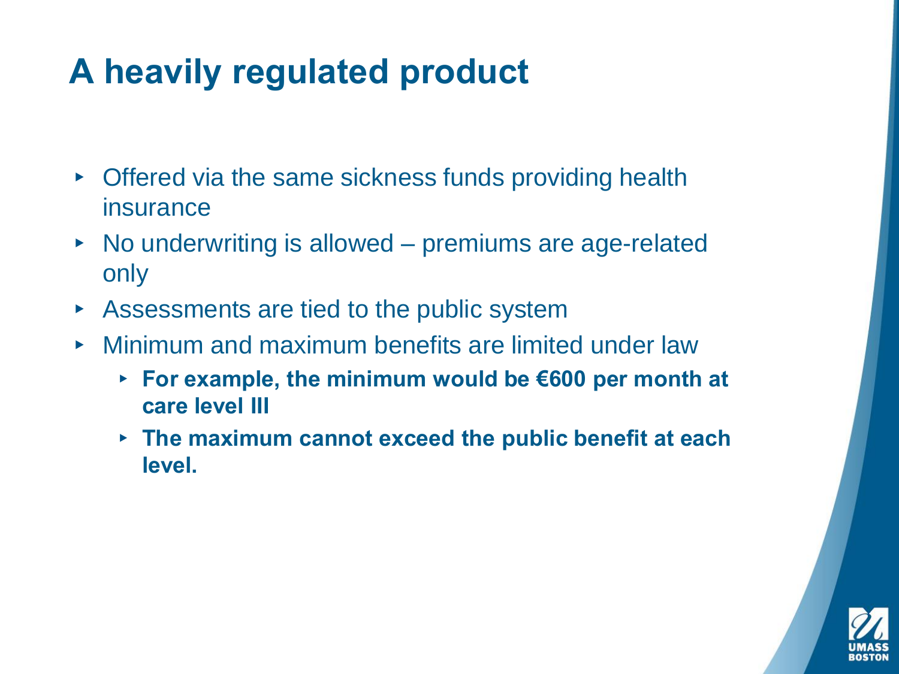# A heavily regulated product

- Offered via the same sickness funds providing health insurance
- No underwriting is allowed – premiums are age-related only
- Assessments are tied to the public system
- Minimum and maximum benefits are limited under law
  - **For example, the minimum would be €600 per month at care level III**
  - **The maximum cannot exceed the public benefit at each level.**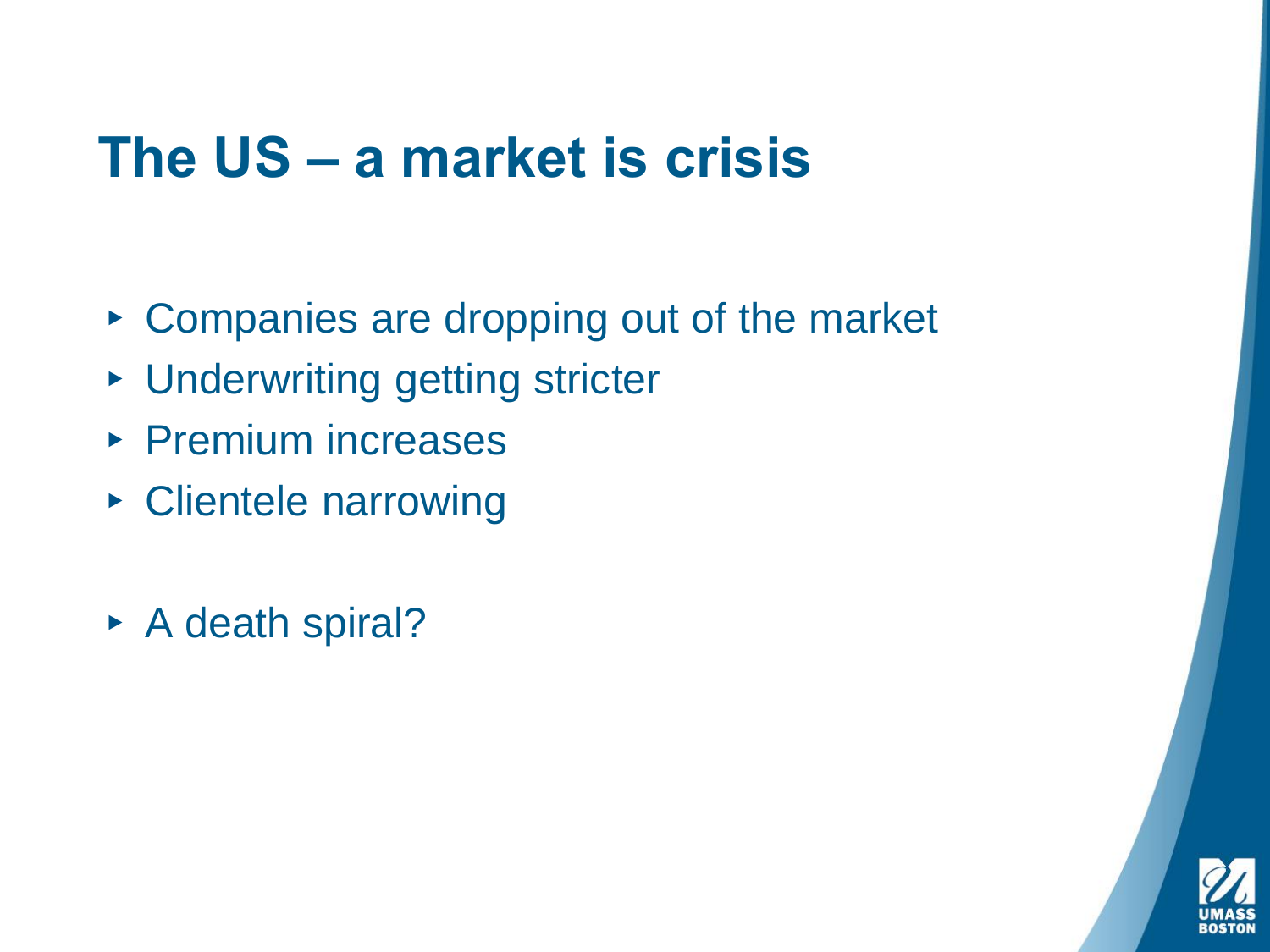# The US – a market is crisis

- Companies are dropping out of the market
- Underwriting getting stricter
- Premium increases
- Clientele narrowing

- A death spiral?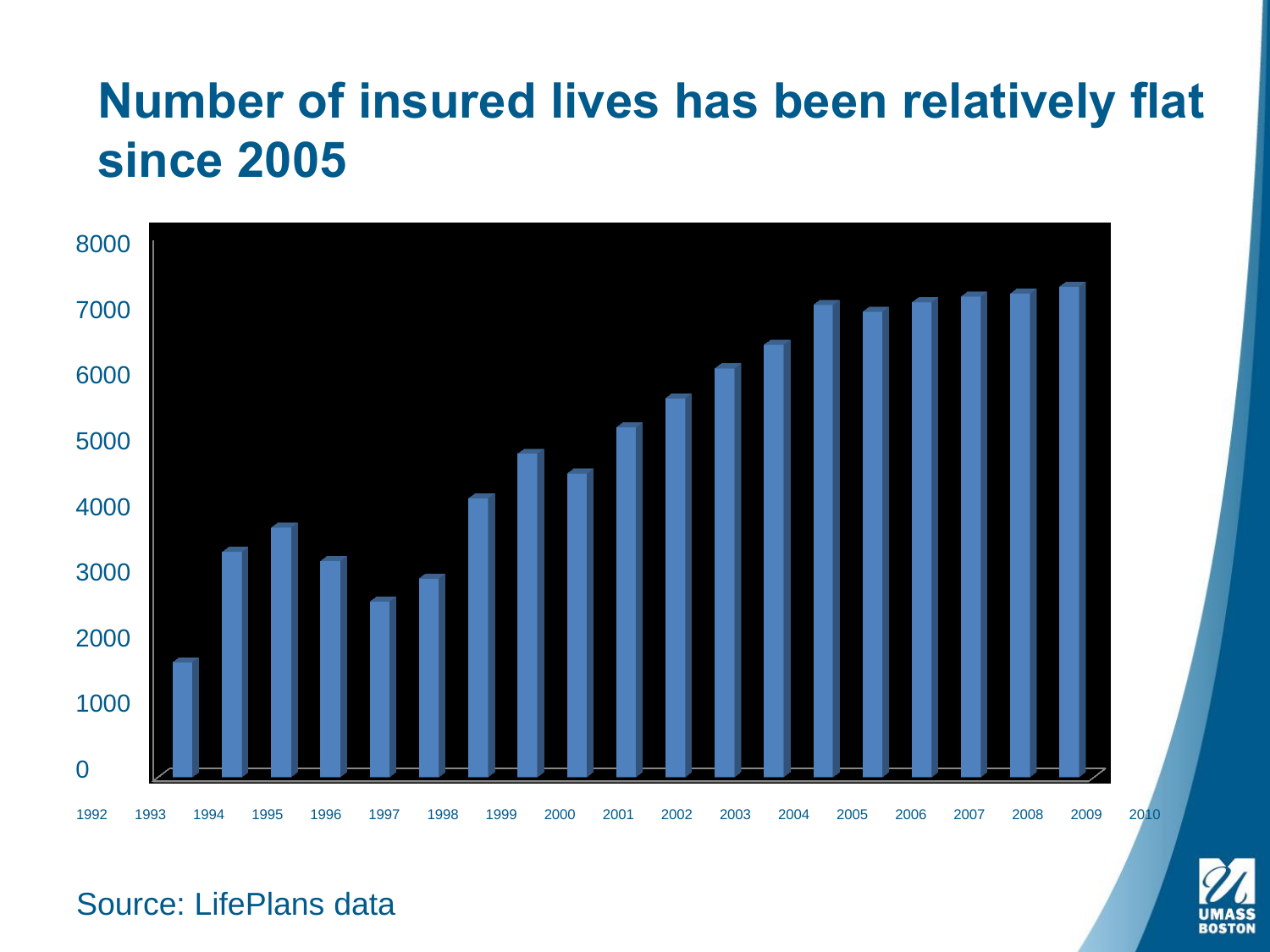# Number of insured lives has been relatively flat since 2005

8000
7000
6000
5000
4000
3000
2000
1000
0

1992 1993 1994 1995 1996 1997 1998 1999 2000 2001 2002 2003 2004 2005 2006 2007 2008 2009 2010

Source: LifePlans data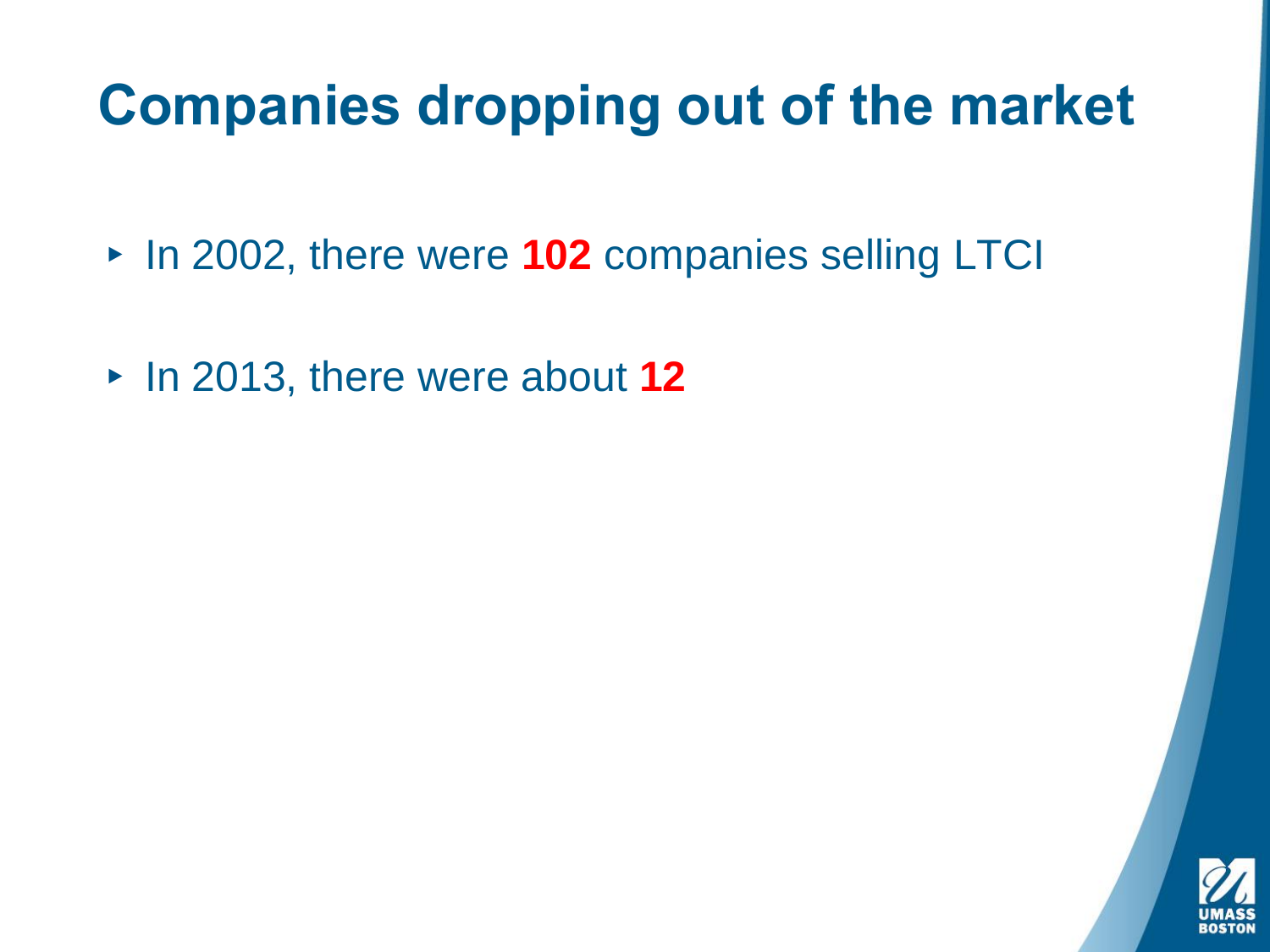# Companies dropping out of the market

- In 2002, there were **102** companies selling LTCI
- In 2013, there were about **12**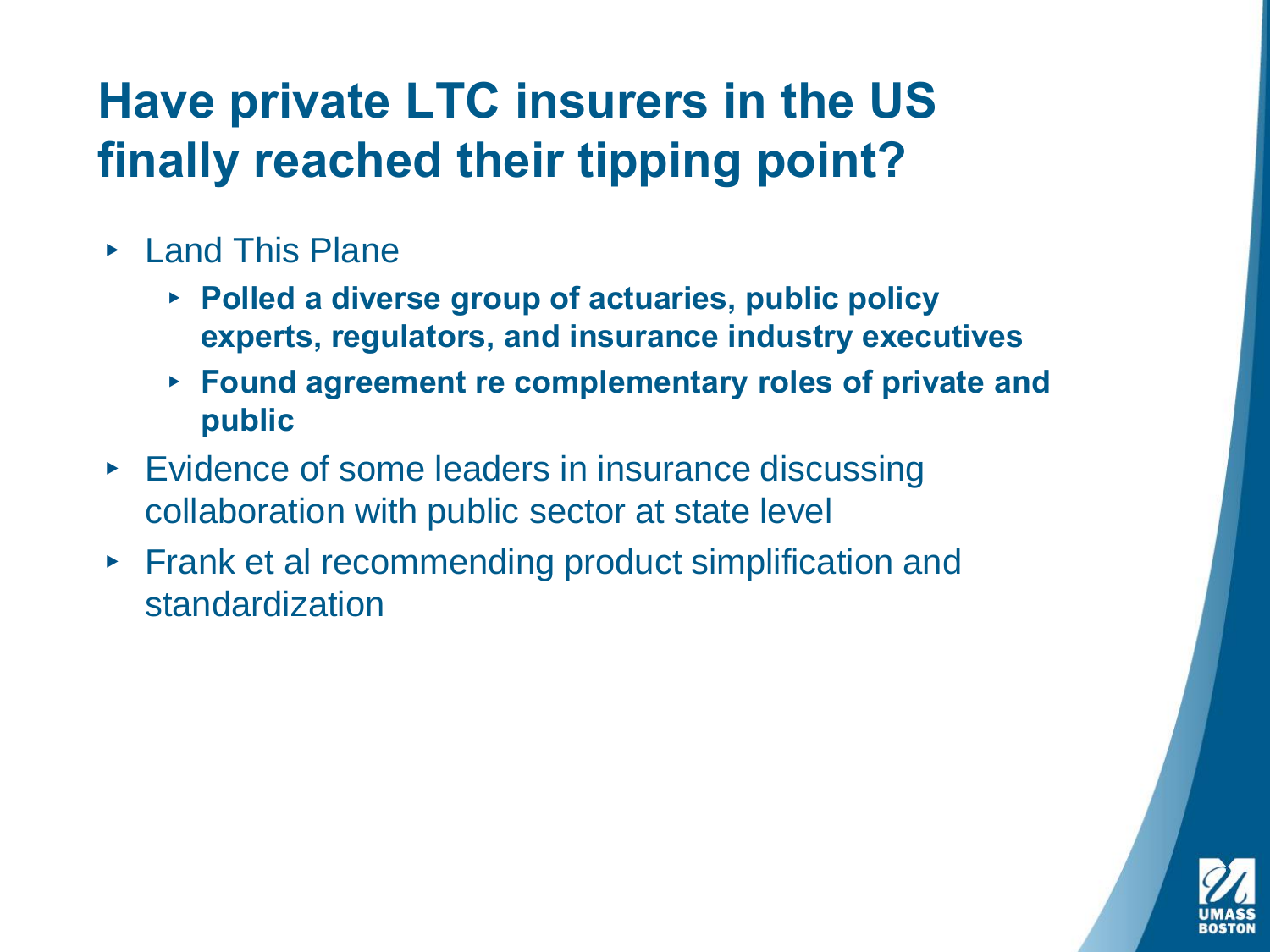# Have private LTC insurers in the US finally reached their tipping point?

- Land This Plane
  - **Polled a diverse group of actuaries, public policy experts, regulators, and insurance industry executives**
  - **Found agreement re complementary roles of private and public**
- Evidence of some leaders in insurance discussing collaboration with public sector at state level
- Frank et al recommending product simplification and standardization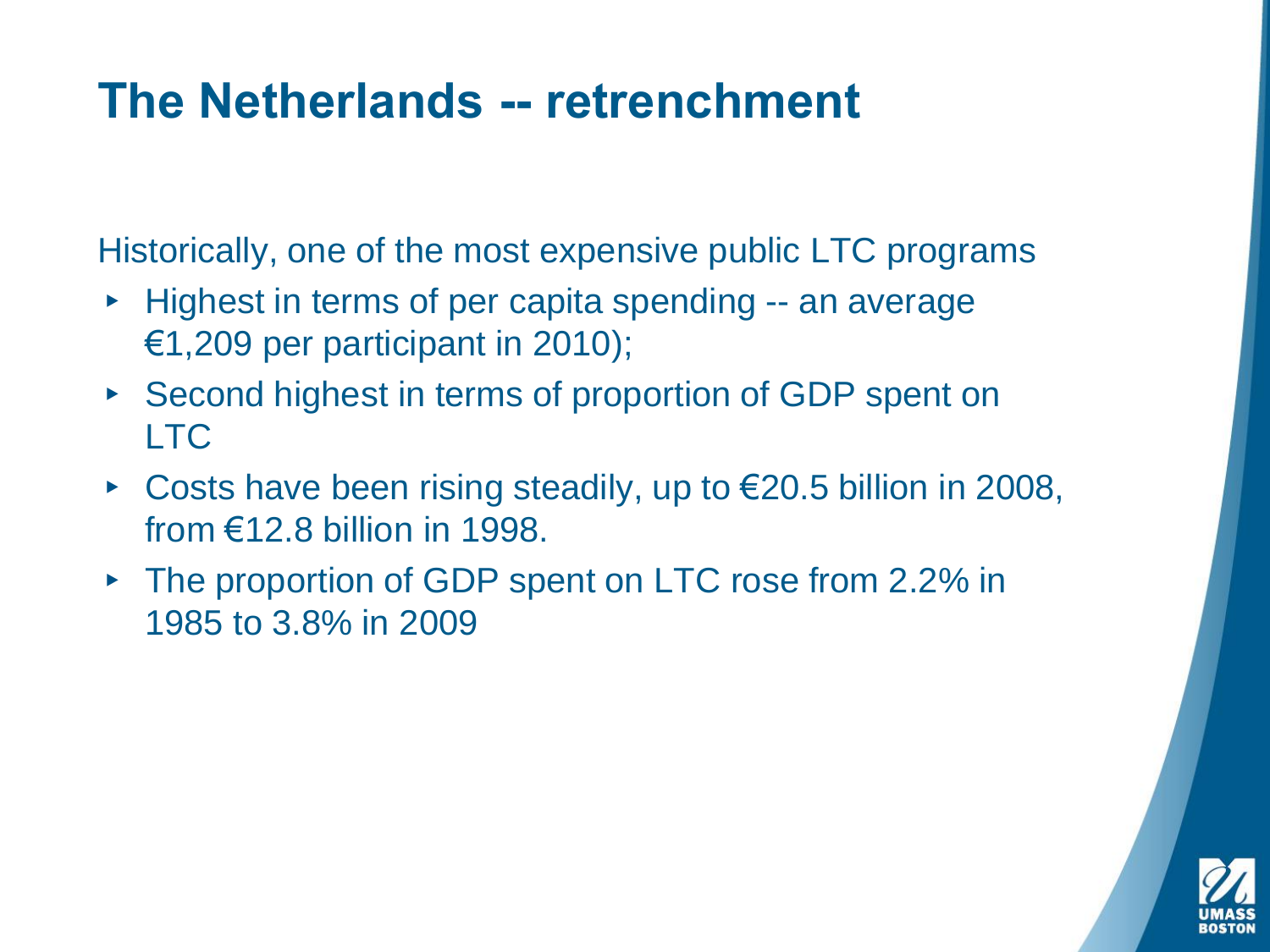# The Netherlands -- retrenchment

Historically, one of the most expensive public LTC programs

- Highest in terms of per capita spending -- an average €1,209 per participant in 2010);
- Second highest in terms of proportion of GDP spent on LTC
- Costs have been rising steadily, up to €20.5 billion in 2008, from €12.8 billion in 1998.
- The proportion of GDP spent on LTC rose from 2.2% in 1985 to 3.8% in 2009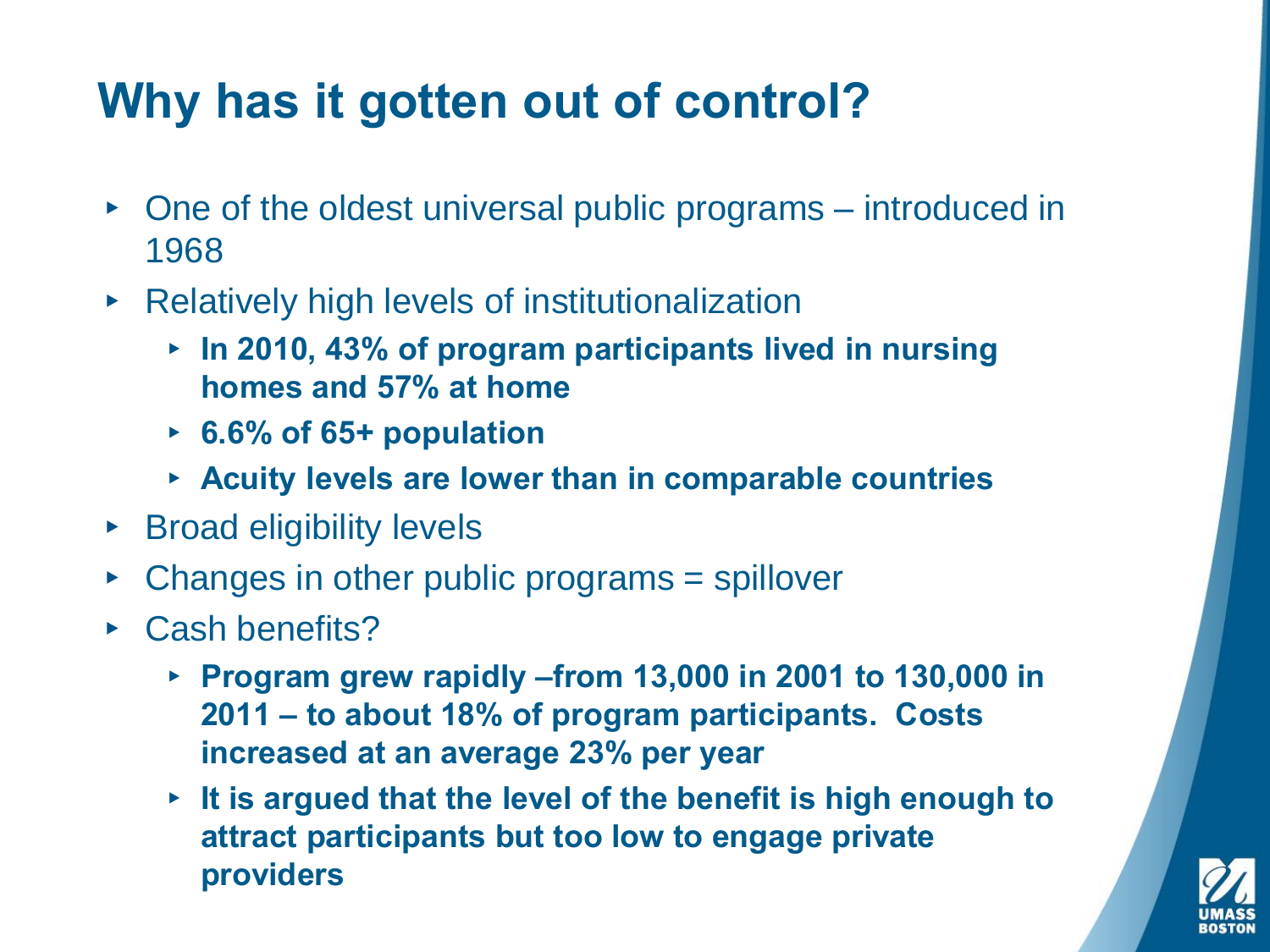# Why has it gotten out of control?

- One of the oldest universal public programs – introduced in 1968
- Relatively high levels of institutionalization
  - **In 2010, 43% of program participants lived in nursing homes and 57% at home**
  - **6.6% of 65+ population**
  - **Acuity levels are lower than in comparable countries**
- Broad eligibility levels
- Changes in other public programs = spillover
- Cash benefits?
  - **Program grew rapidly –from 13,000 in 2001 to 130,000 in 2011 – to about 18% of program participants. Costs increased at an average 23% per year**
  - **It is argued that the level of the benefit is high enough to attract participants but too low to engage private providers**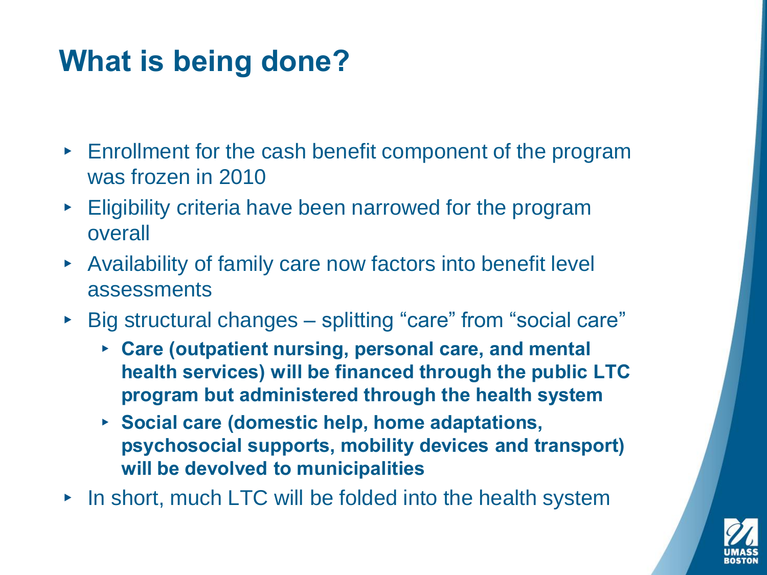# What is being done?

- Enrollment for the cash benefit component of the program was frozen in 2010
- Eligibility criteria have been narrowed for the program overall
- Availability of family care now factors into benefit level assessments
- Big structural changes – splitting "care" from "social care"
  - **Care (outpatient nursing, personal care, and mental health services) will be financed through the public LTC program but administered through the health system**
  - **Social care (domestic help, home adaptations, psychosocial supports, mobility devices and transport) will be devolved to municipalities**
- In short, much LTC will be folded into the health system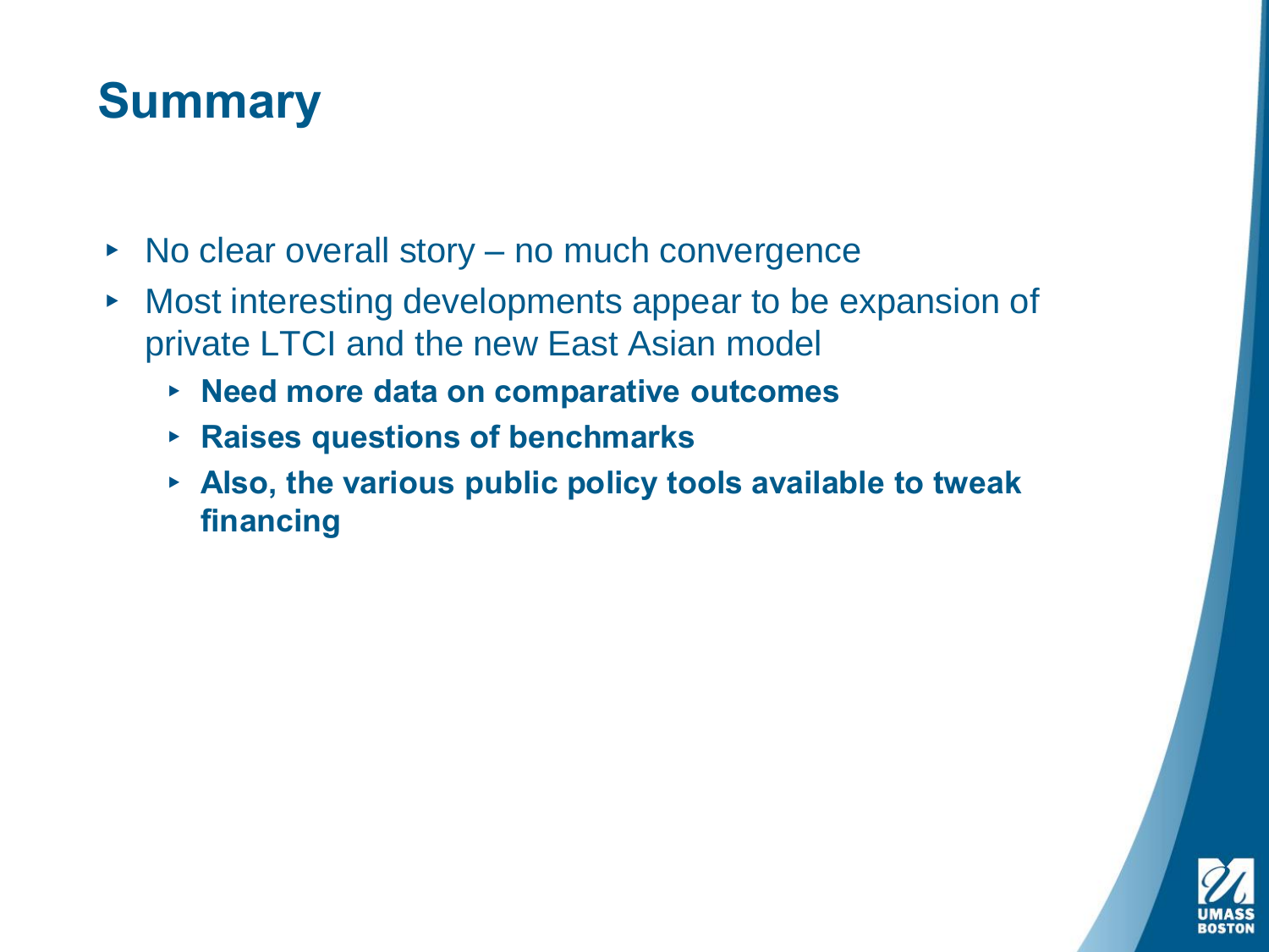# Summary

- No clear overall story – no much convergence
- Most interesting developments appear to be expansion of private LTCI and the new East Asian model
  - **Need more data on comparative outcomes**
  - **Raises questions of benchmarks**
  - **Also, the various public policy tools available to tweak financing**